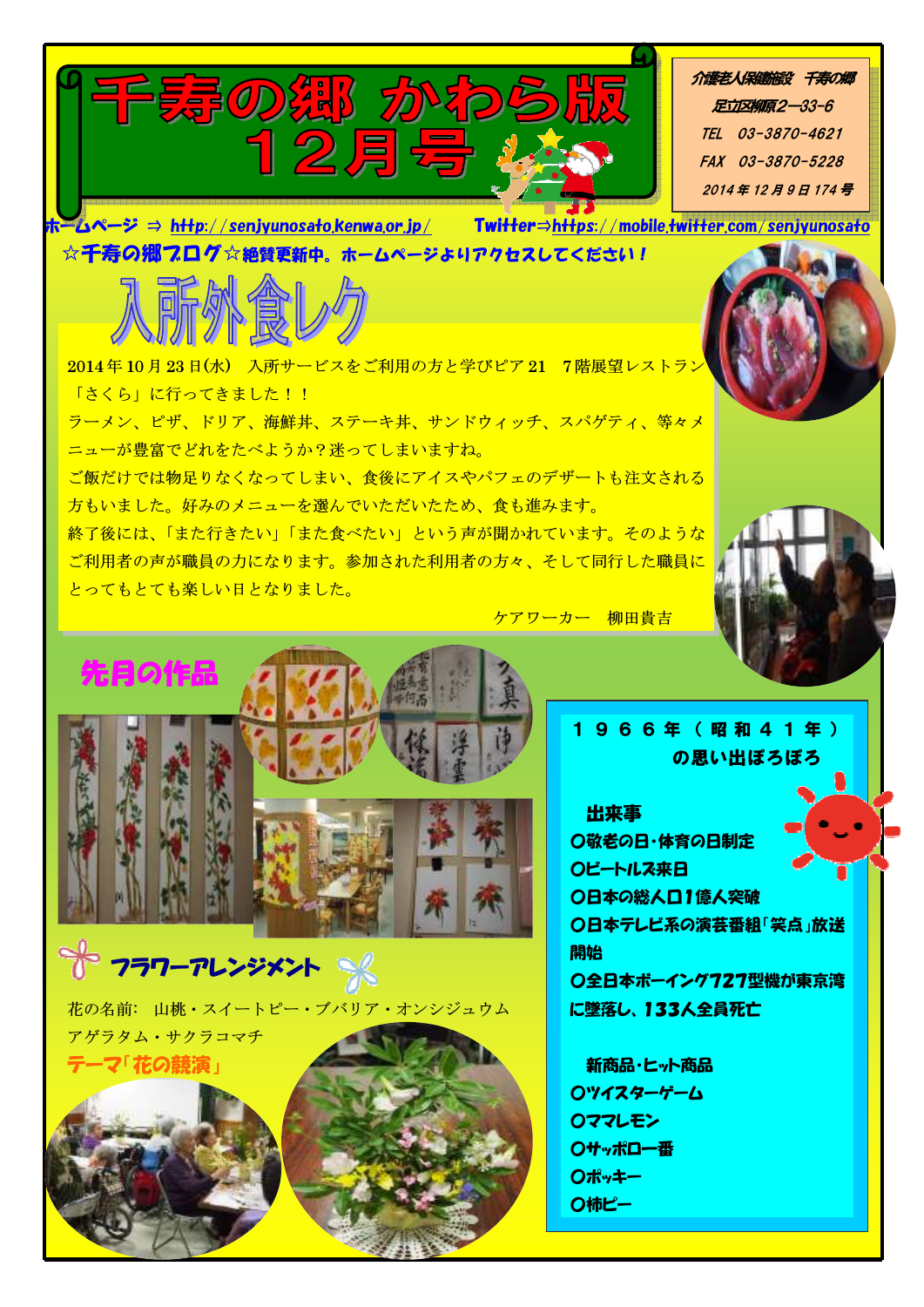# 千寿の郷 かわら版 12月号

介護老人保健施設　千寿の郷
足立区柳原2—33-6
TEL　03-3870-4621
FAX　03-3870-5228
2014年12月9日174号

ホームページ ⇒ http://senjyunosato.kenwa.or.jp/　　Twitter⇒https://mobile.twitter.com/senjyunosato

☆千寿の郷ブログ☆絶賛更新中。ホームページよりアクセスしてください！

## 入所外食レク

2014年10月23日(水)　入所サービスをご利用の方と学びピア21　7階展望レストラン「さくら」に行ってきました！！

ラーメン、ピザ、ドリア、海鮮丼、ステーキ丼、サンドウィッチ、スパゲティ、等々メニューが豊富でどれをたべようか？迷ってしまいますね。

ご飯だけでは物足りなくなってしまい、食後にアイスやパフェのデザートも注文される方もいました。好みのメニューを選んでいただいたため、食も進みます。

終了後には、「また行きたい」「また食べたい」という声が聞かれています。そのようなご利用者の声が職員の力になります。参加された利用者の方々、そして同行した職員にとってもとても楽しい日となりました。

ケアワーカー　柳田貴吉

## 先月の作品

## フラワーアレンジメント

花の名前:　山桃・スイートピー・ブバリア・オンシジュウム
アゲラタム・サクラコマチ

テーマ「花の競演」

## １９６６年（昭和４１年）の思い出ぽろぽろ

### 出来事

○敬老の日・体育の日制定
○ビートルズ来日
○日本の総人口1億人突破
○日本テレビ系の演芸番組「笑点」放送開始
○全日本ボーイング727型機が東京湾に墜落し、133人全員死亡

### 新商品・ヒット商品

○ツイスターゲーム
○ママレモン
○サッポロ一番
○ポッキー
○柿ピー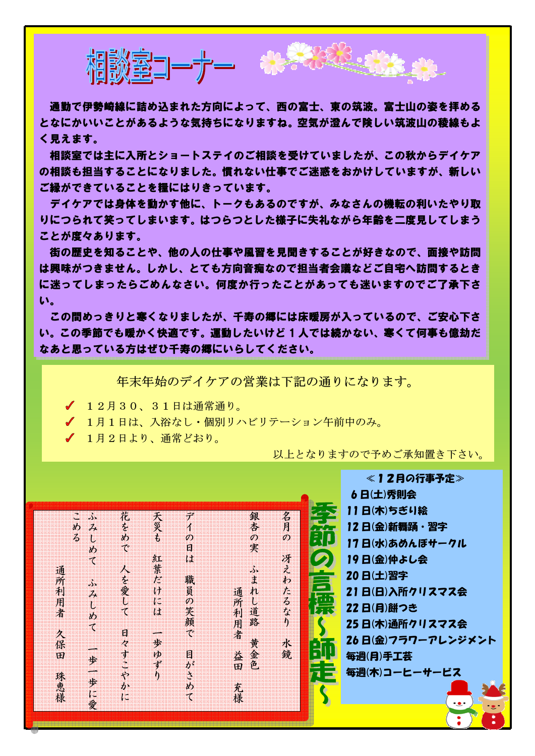# 相談室コーナー

通勤で伊勢崎線に詰め込まれた方向によって、西の富士、東の筑波。富士山の姿を拝めるとなにかいいことがあるような気持ちになりますね。空気が澄んで険しい筑波山の稜線もよく見えます。

相談室では主に入所とショートステイのご相談を受けていましたが、この秋からデイケアの相談も担当することになりました。慣れない仕事でご迷惑をおかけしていますが、新しいご縁ができていることを糧にはりきっています。

デイケアでは身体を動かす他に、トークもあるのですが、みなさんの機転の利いたやり取りにつられて笑ってしまいます。はつらつとした様子に失礼ながら年齢を二度見してしまうことが度々あります。

街の歴史を知ることや、他の人の仕事や風習を見聞きすることが好きなので、面接や訪問は興味がつきません。しかし、とても方向音痴なので担当者会議などご自宅へ訪問するときに迷ってしまったらごめんなさい。何度か行ったことがあっても迷いますのでご了承下さい。

この間めっきりと寒くなりましたが、千寿の郷には床暖房が入っているので、ご安心下さい。この季節でも暖かく快適です。運動したいけど１人では続かない、寒くて何事も億劫だなあと思っている方はぜひ千寿の郷にいらしてください。

年末年始のデイケアの営業は下記の通りになります。

- １２月３０、３１日は通常通り。
- １月１日は、入浴なし・個別リハビリテーション午前中のみ。
- １月２日より、通常どおり。

以上となりますので予めご承知置き下さい。

## 季節の言標～師走～

名月の　冴えわたるなり　水鏡

銀杏の実　ふまれし道路　黄金色

通所利用者　益田　充様

デイの日は　職員の笑顔で　目がさめて

天災も　紅葉だけには　一歩ゆずり

花をめで　人を愛して　日々すこやかに

ふみしめて　ふみしめて　一歩一歩に愛こめる

通所利用者　久保田　珠恵様

## ≪１２月の行事予定≫

- ６日(土)秀則会
- 11日(木)ちぎり絵
- 12日(金)新舞踊・習字
- 17日(水)あめんぼサークル
- 19日(金)仲よし会
- 20日(土)習字
- 21日(日)入所クリスマス会
- 22日(月)餅つき
- 25日(木)通所クリスマス会
- 26日(金)フラワーアレンジメント
- 毎週(月)手工芸
- 毎週(木)コーヒーサービス